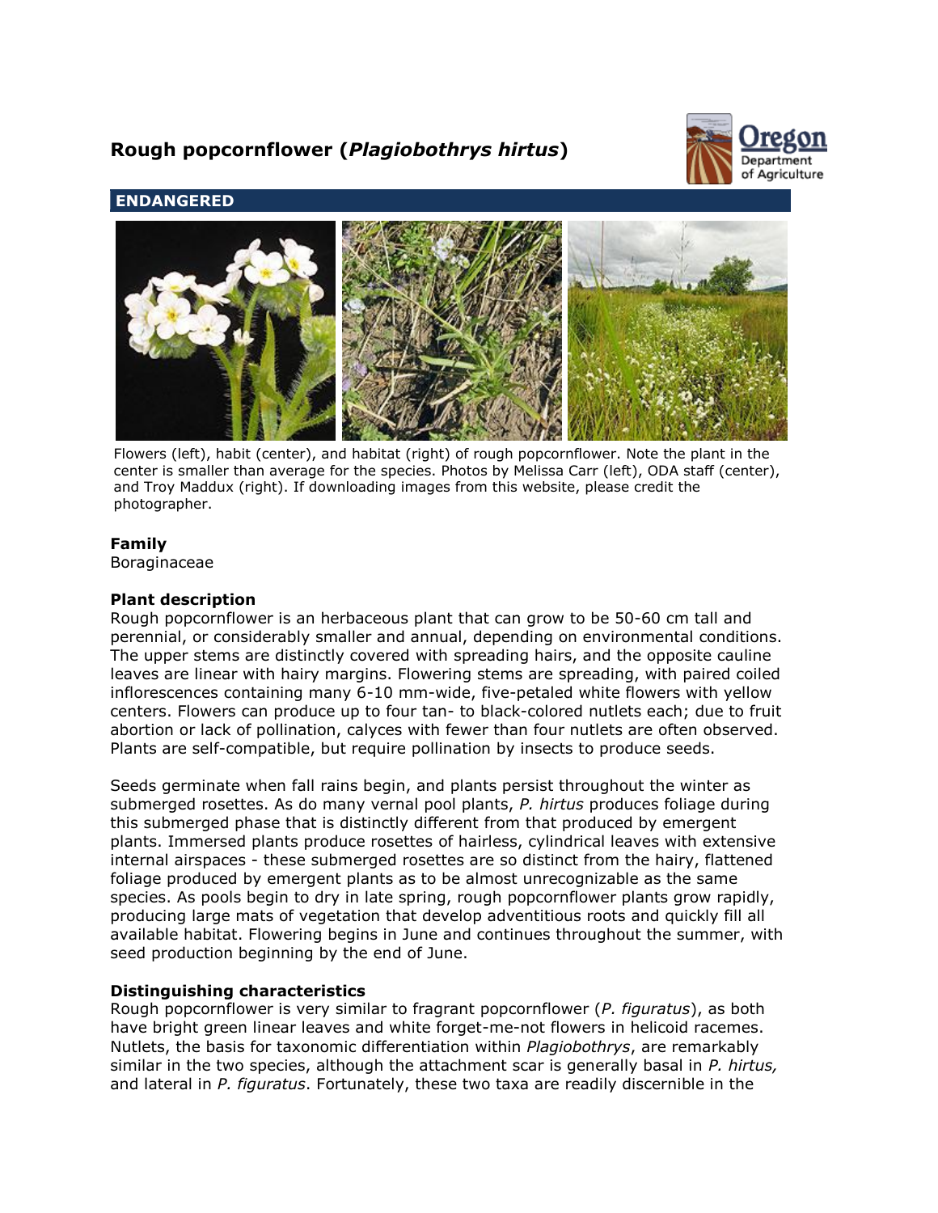# Rough popcornflower (*Plagiobothrys hirtus*)

## ENDANGERED

Flowers (left), habit (center), and habitat (right) of rough popcornflower. Note the plant in the center is smaller than average for the species. Photos by Melissa Carr (left), ODA staff (center), and Troy Maddux (right). If downloading images from this website, please credit the photographer.

### Family

Boraginaceae

### Plant description

Rough popcornflower is an herbaceous plant that can grow to be 50-60 cm tall and perennial, or considerably smaller and annual, depending on environmental conditions. The upper stems are distinctly covered with spreading hairs, and the opposite cauline leaves are linear with hairy margins. Flowering stems are spreading, with paired coiled inflorescences containing many 6-10 mm-wide, five-petaled white flowers with yellow centers. Flowers can produce up to four tan- to black-colored nutlets each; due to fruit abortion or lack of pollination, calyces with fewer than four nutlets are often observed. Plants are self-compatible, but require pollination by insects to produce seeds.

Seeds germinate when fall rains begin, and plants persist throughout the winter as submerged rosettes. As do many vernal pool plants, *P. hirtus* produces foliage during this submerged phase that is distinctly different from that produced by emergent plants. Immersed plants produce rosettes of hairless, cylindrical leaves with extensive internal airspaces - these submerged rosettes are so distinct from the hairy, flattened foliage produced by emergent plants as to be almost unrecognizable as the same species. As pools begin to dry in late spring, rough popcornflower plants grow rapidly, producing large mats of vegetation that develop adventitious roots and quickly fill all available habitat. Flowering begins in June and continues throughout the summer, with seed production beginning by the end of June.

### Distinguishing characteristics

Rough popcornflower is very similar to fragrant popcornflower (*P. figuratus*), as both have bright green linear leaves and white forget-me-not flowers in helicoid racemes. Nutlets, the basis for taxonomic differentiation within *Plagiobothrys*, are remarkably similar in the two species, although the attachment scar is generally basal in *P. hirtus,* and lateral in *P. figuratus*. Fortunately, these two taxa are readily discernible in the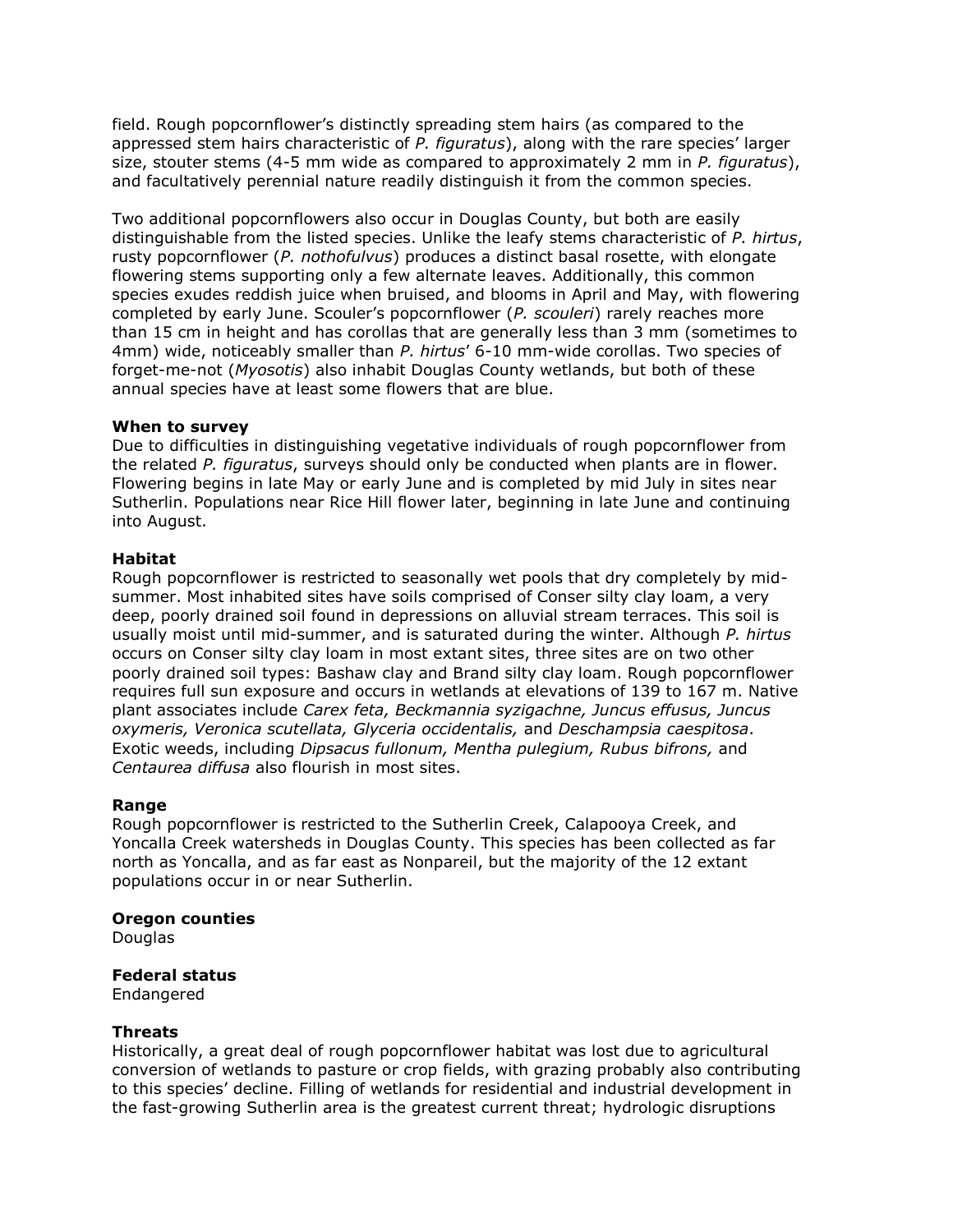field. Rough popcornflower's distinctly spreading stem hairs (as compared to the appressed stem hairs characteristic of *P. figuratus*), along with the rare species' larger size, stouter stems (4-5 mm wide as compared to approximately 2 mm in *P. figuratus*), and facultatively perennial nature readily distinguish it from the common species.

Two additional popcornflowers also occur in Douglas County, but both are easily distinguishable from the listed species. Unlike the leafy stems characteristic of *P. hirtus*, rusty popcornflower (*P. nothofulvus*) produces a distinct basal rosette, with elongate flowering stems supporting only a few alternate leaves. Additionally, this common species exudes reddish juice when bruised, and blooms in April and May, with flowering completed by early June. Scouler's popcornflower (*P. scouleri*) rarely reaches more than 15 cm in height and has corollas that are generally less than 3 mm (sometimes to 4mm) wide, noticeably smaller than *P. hirtus*' 6-10 mm-wide corollas. Two species of forget-me-not (*Myosotis*) also inhabit Douglas County wetlands, but both of these annual species have at least some flowers that are blue.

**When to survey**
Due to difficulties in distinguishing vegetative individuals of rough popcornflower from the related *P. figuratus*, surveys should only be conducted when plants are in flower. Flowering begins in late May or early June and is completed by mid July in sites near Sutherlin. Populations near Rice Hill flower later, beginning in late June and continuing into August.

**Habitat**
Rough popcornflower is restricted to seasonally wet pools that dry completely by mid-summer. Most inhabited sites have soils comprised of Conser silty clay loam, a very deep, poorly drained soil found in depressions on alluvial stream terraces. This soil is usually moist until mid-summer, and is saturated during the winter. Although *P. hirtus* occurs on Conser silty clay loam in most extant sites, three sites are on two other poorly drained soil types: Bashaw clay and Brand silty clay loam. Rough popcornflower requires full sun exposure and occurs in wetlands at elevations of 139 to 167 m. Native plant associates include *Carex feta, Beckmannia syzigachne, Juncus effusus, Juncus oxymeris, Veronica scutellata, Glyceria occidentalis,* and *Deschampsia caespitosa*. Exotic weeds, including *Dipsacus fullonum, Mentha pulegium, Rubus bifrons,* and *Centaurea diffusa* also flourish in most sites.

**Range**
Rough popcornflower is restricted to the Sutherlin Creek, Calapooya Creek, and Yoncalla Creek watersheds in Douglas County. This species has been collected as far north as Yoncalla, and as far east as Nonpareil, but the majority of the 12 extant populations occur in or near Sutherlin.

**Oregon counties**
Douglas

**Federal status**
Endangered

**Threats**
Historically, a great deal of rough popcornflower habitat was lost due to agricultural conversion of wetlands to pasture or crop fields, with grazing probably also contributing to this species' decline. Filling of wetlands for residential and industrial development in the fast-growing Sutherlin area is the greatest current threat; hydrologic disruptions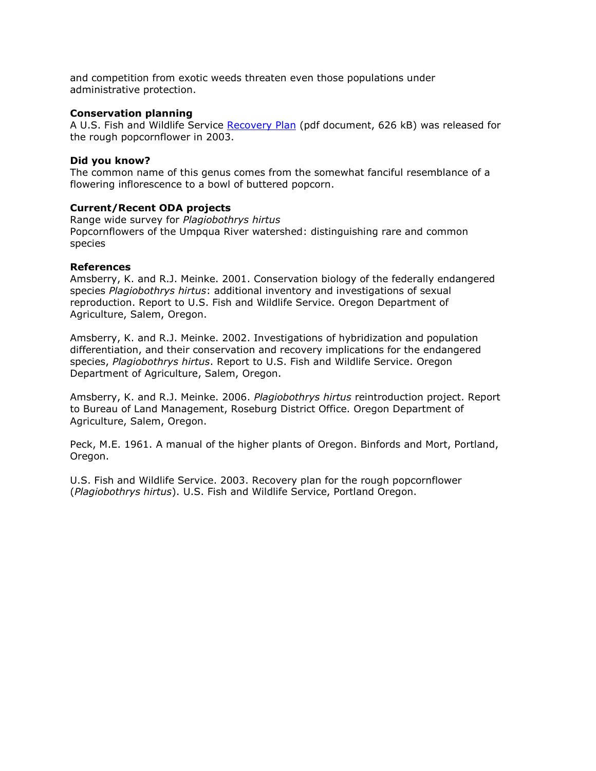and competition from exotic weeds threaten even those populations under administrative protection.

**Conservation planning**
A U.S. Fish and Wildlife Service Recovery Plan (pdf document, 626 kB) was released for the rough popcornflower in 2003.

**Did you know?**
The common name of this genus comes from the somewhat fanciful resemblance of a flowering inflorescence to a bowl of buttered popcorn.

**Current/Recent ODA projects**
Range wide survey for *Plagiobothrys hirtus*
Popcornflowers of the Umpqua River watershed: distinguishing rare and common species

**References**
Amsberry, K. and R.J. Meinke. 2001. Conservation biology of the federally endangered species *Plagiobothrys hirtus*: additional inventory and investigations of sexual reproduction. Report to U.S. Fish and Wildlife Service. Oregon Department of Agriculture, Salem, Oregon.

Amsberry, K. and R.J. Meinke. 2002. Investigations of hybridization and population differentiation, and their conservation and recovery implications for the endangered species, *Plagiobothrys hirtus*. Report to U.S. Fish and Wildlife Service. Oregon Department of Agriculture, Salem, Oregon.

Amsberry, K. and R.J. Meinke. 2006. *Plagiobothrys hirtus* reintroduction project. Report to Bureau of Land Management, Roseburg District Office. Oregon Department of Agriculture, Salem, Oregon.

Peck, M.E. 1961. A manual of the higher plants of Oregon. Binfords and Mort, Portland, Oregon.

U.S. Fish and Wildlife Service. 2003. Recovery plan for the rough popcornflower (*Plagiobothrys hirtus*). U.S. Fish and Wildlife Service, Portland Oregon.